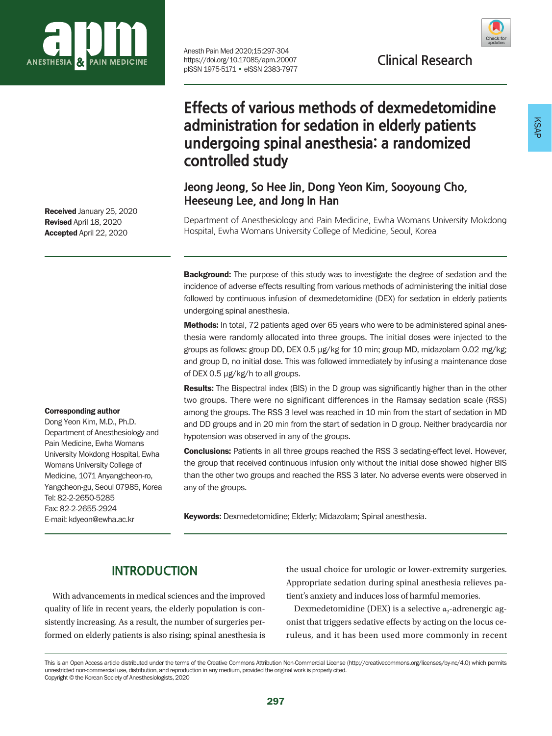Clinical Research

# Effects of various methods of dexmedetomidine administration for sedation in elderly patients undergoing spinal anesthesia: a randomized controlled study

**Jeong Jeong, So Hee Jin, Dong Yeon Kim, Sooyoung Cho, Heeseung Lee, and Jong In Han**

Department of Anesthesiology and Pain Medicine, Ewha Womans University Mokdong Hospital, Ewha Womans University College of Medicine, Seoul, Korea

**Received** January 25, 2020
**Revised** April 18, 2020
**Accepted** April 22, 2020

**Corresponding author**
Dong Yeon Kim, M.D., Ph.D.
Department of Anesthesiology and Pain Medicine, Ewha Womans University Mokdong Hospital, Ewha Womans University College of Medicine, 1071 Anyangcheon-ro, Yangcheon-gu, Seoul 07985, Korea
Tel: 82-2-2650-5285
Fax: 82-2-2655-2924
E-mail: kdyeon@ewha.ac.kr

**Background:** The purpose of this study was to investigate the degree of sedation and the incidence of adverse effects resulting from various methods of administering the initial dose followed by continuous infusion of dexmedetomidine (DEX) for sedation in elderly patients undergoing spinal anesthesia.

**Methods:** In total, 72 patients aged over 65 years who were to be administered spinal anesthesia were randomly allocated into three groups. The initial doses were injected to the groups as follows: group DD, DEX 0.5 μg/kg for 10 min; group MD, midazolam 0.02 mg/kg; and group D, no initial dose. This was followed immediately by infusing a maintenance dose of DEX 0.5 μg/kg/h to all groups.

**Results:** The Bispectral index (BIS) in the D group was significantly higher than in the other two groups. There were no significant differences in the Ramsay sedation scale (RSS) among the groups. The RSS 3 level was reached in 10 min from the start of sedation in MD and DD groups and in 20 min from the start of sedation in D group. Neither bradycardia nor hypotension was observed in any of the groups.

**Conclusions:** Patients in all three groups reached the RSS 3 sedating-effect level. However, the group that received continuous infusion only without the initial dose showed higher BIS than the other two groups and reached the RSS 3 later. No adverse events were observed in any of the groups.

**Keywords:** Dexmedetomidine; Elderly; Midazolam; Spinal anesthesia.

## INTRODUCTION

With advancements in medical sciences and the improved quality of life in recent years, the elderly population is consistently increasing. As a result, the number of surgeries performed on elderly patients is also rising; spinal anesthesia is the usual choice for urologic or lower-extremity surgeries. Appropriate sedation during spinal anesthesia relieves patient's anxiety and induces loss of harmful memories.

Dexmedetomidine (DEX) is a selective $\alpha_2$-adrenergic agonist that triggers sedative effects by acting on the locus ceruleus, and it has been used more commonly in recent

This is an Open Access article distributed under the terms of the Creative Commons Attribution Non-Commercial License (http://creativecommons.org/licenses/by-nc/4.0) which permits unrestricted non-commercial use, distribution, and reproduction in any medium, provided the original work is properly cited.
Copyright © the Korean Society of Anesthesiologists, 2020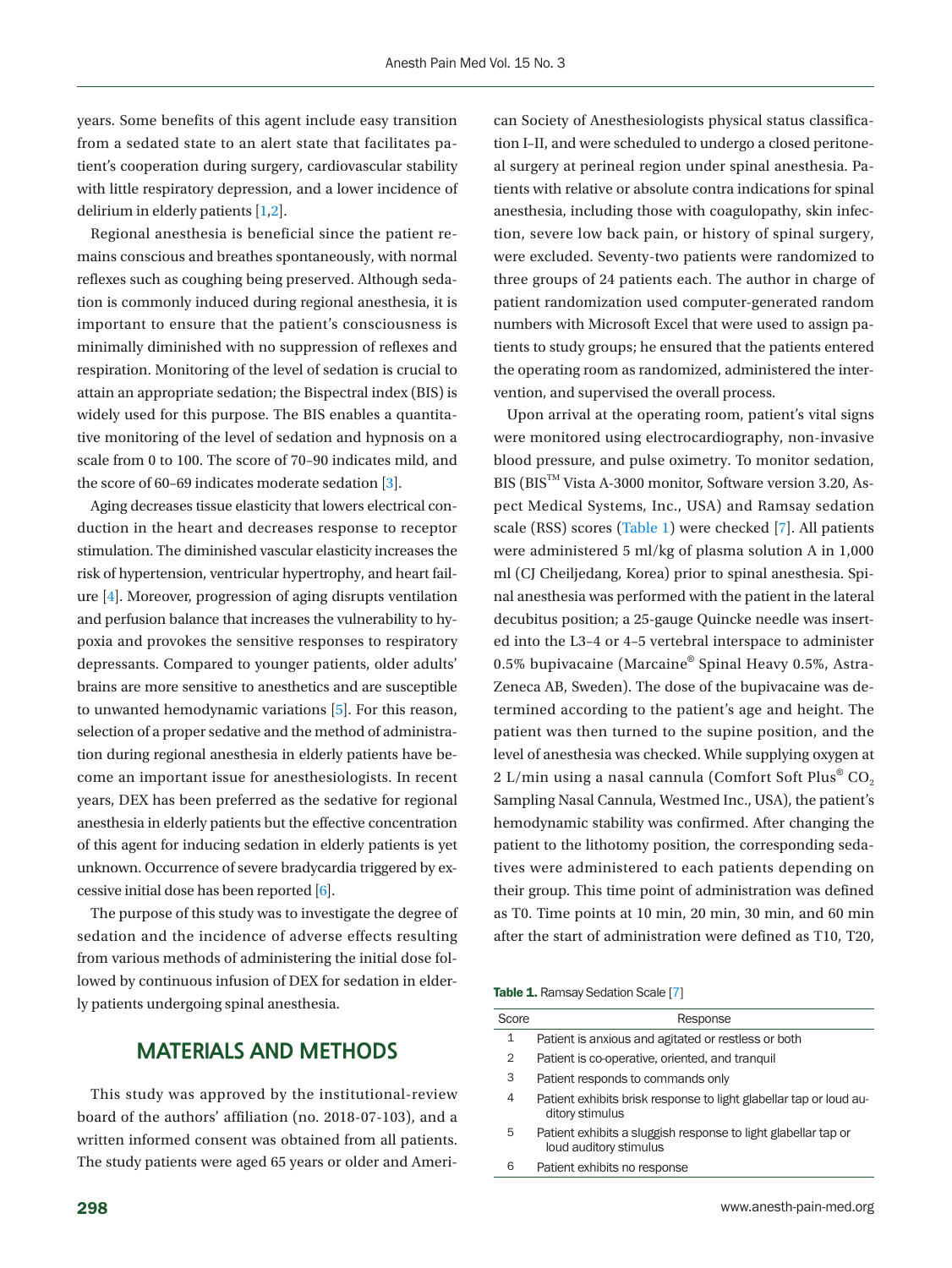years. Some benefits of this agent include easy transition from a sedated state to an alert state that facilitates patient's cooperation during surgery, cardiovascular stability with little respiratory depression, and a lower incidence of delirium in elderly patients [1,2].

Regional anesthesia is beneficial since the patient remains conscious and breathes spontaneously, with normal reflexes such as coughing being preserved. Although sedation is commonly induced during regional anesthesia, it is important to ensure that the patient's consciousness is minimally diminished with no suppression of reflexes and respiration. Monitoring of the level of sedation is crucial to attain an appropriate sedation; the Bispectral index (BIS) is widely used for this purpose. The BIS enables a quantitative monitoring of the level of sedation and hypnosis on a scale from 0 to 100. The score of 70–90 indicates mild, and the score of 60–69 indicates moderate sedation [3].

Aging decreases tissue elasticity that lowers electrical conduction in the heart and decreases response to receptor stimulation. The diminished vascular elasticity increases the risk of hypertension, ventricular hypertrophy, and heart failure [4]. Moreover, progression of aging disrupts ventilation and perfusion balance that increases the vulnerability to hypoxia and provokes the sensitive responses to respiratory depressants. Compared to younger patients, older adults' brains are more sensitive to anesthetics and are susceptible to unwanted hemodynamic variations [5]. For this reason, selection of a proper sedative and the method of administration during regional anesthesia in elderly patients have become an important issue for anesthesiologists. In recent years, DEX has been preferred as the sedative for regional anesthesia in elderly patients but the effective concentration of this agent for inducing sedation in elderly patients is yet unknown. Occurrence of severe bradycardia triggered by excessive initial dose has been reported [6].

The purpose of this study was to investigate the degree of sedation and the incidence of adverse effects resulting from various methods of administering the initial dose followed by continuous infusion of DEX for sedation in elderly patients undergoing spinal anesthesia.

## MATERIALS AND METHODS

This study was approved by the institutional-review board of the authors' affiliation (no. 2018-07-103), and a written informed consent was obtained from all patients. The study patients were aged 65 years or older and American Society of Anesthesiologists physical status classification I–II, and were scheduled to undergo a closed peritoneal surgery at perineal region under spinal anesthesia. Patients with relative or absolute contra indications for spinal anesthesia, including those with coagulopathy, skin infection, severe low back pain, or history of spinal surgery, were excluded. Seventy-two patients were randomized to three groups of 24 patients each. The author in charge of patient randomization used computer-generated random numbers with Microsoft Excel that were used to assign patients to study groups; he ensured that the patients entered the operating room as randomized, administered the intervention, and supervised the overall process.

Upon arrival at the operating room, patient's vital signs were monitored using electrocardiography, non-invasive blood pressure, and pulse oximetry. To monitor sedation, BIS (BIS™ Vista A-3000 monitor, Software version 3.20, Aspect Medical Systems, Inc., USA) and Ramsay sedation scale (RSS) scores (Table 1) were checked [7]. All patients were administered 5 ml/kg of plasma solution A in 1,000 ml (CJ Cheiljedang, Korea) prior to spinal anesthesia. Spinal anesthesia was performed with the patient in the lateral decubitus position; a 25-gauge Quincke needle was inserted into the L3–4 or 4–5 vertebral interspace to administer 0.5% bupivacaine (Marcaine® Spinal Heavy 0.5%, AstraZeneca AB, Sweden). The dose of the bupivacaine was determined according to the patient's age and height. The patient was then turned to the supine position, and the level of anesthesia was checked. While supplying oxygen at 2 L/min using a nasal cannula (Comfort Soft Plus® $CO_2$ Sampling Nasal Cannula, Westmed Inc., USA), the patient's hemodynamic stability was confirmed. After changing the patient to the lithotomy position, the corresponding sedatives were administered to each patients depending on their group. This time point of administration was defined as T0. Time points at 10 min, 20 min, 30 min, and 60 min after the start of administration were defined as T10, T20,

**Table 1.** Ramsay Sedation Scale [7]

| Score | Response |
|---|---|
| 1 | Patient is anxious and agitated or restless or both |
| 2 | Patient is co-operative, oriented, and tranquil |
| 3 | Patient responds to commands only |
| 4 | Patient exhibits brisk response to light glabellar tap or loud auditory stimulus |
| 5 | Patient exhibits a sluggish response to light glabellar tap or loud auditory stimulus |
| 6 | Patient exhibits no response |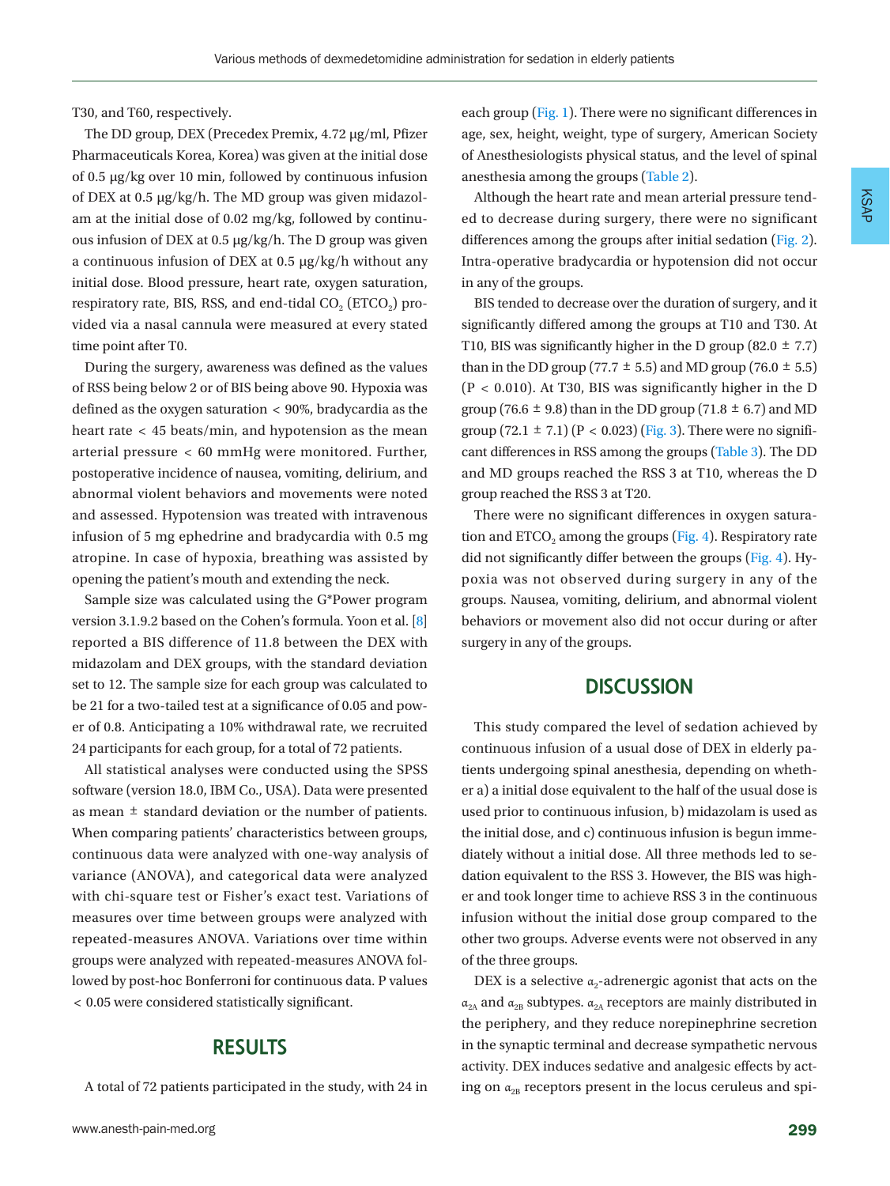T30, and T60, respectively.

The DD group, DEX (Precedex Premix, 4.72 μg/ml, Pfizer Pharmaceuticals Korea, Korea) was given at the initial dose of 0.5 μg/kg over 10 min, followed by continuous infusion of DEX at 0.5 μg/kg/h. The MD group was given midazolam at the initial dose of 0.02 mg/kg, followed by continuous infusion of DEX at 0.5 μg/kg/h. The D group was given a continuous infusion of DEX at 0.5 μg/kg/h without any initial dose. Blood pressure, heart rate, oxygen saturation, respiratory rate, BIS, RSS, and end-tidal $CO_2$ ($ETCO_2$) provided via a nasal cannula were measured at every stated time point after T0.

During the surgery, awareness was defined as the values of RSS being below 2 or of BIS being above 90. Hypoxia was defined as the oxygen saturation < 90%, bradycardia as the heart rate < 45 beats/min, and hypotension as the mean arterial pressure < 60 mmHg were monitored. Further, postoperative incidence of nausea, vomiting, delirium, and abnormal violent behaviors and movements were noted and assessed. Hypotension was treated with intravenous infusion of 5 mg ephedrine and bradycardia with 0.5 mg atropine. In case of hypoxia, breathing was assisted by opening the patient's mouth and extending the neck.

Sample size was calculated using the G*Power program version 3.1.9.2 based on the Cohen's formula. Yoon et al. [8] reported a BIS difference of 11.8 between the DEX with midazolam and DEX groups, with the standard deviation set to 12. The sample size for each group was calculated to be 21 for a two-tailed test at a significance of 0.05 and power of 0.8. Anticipating a 10% withdrawal rate, we recruited 24 participants for each group, for a total of 72 patients.

All statistical analyses were conducted using the SPSS software (version 18.0, IBM Co., USA). Data were presented as mean ± standard deviation or the number of patients. When comparing patients' characteristics between groups, continuous data were analyzed with one-way analysis of variance (ANOVA), and categorical data were analyzed with chi-square test or Fisher's exact test. Variations of measures over time between groups were analyzed with repeated-measures ANOVA. Variations over time within groups were analyzed with repeated-measures ANOVA followed by post-hoc Bonferroni for continuous data. P values < 0.05 were considered statistically significant.

## RESULTS

A total of 72 patients participated in the study, with 24 in each group (Fig. 1). There were no significant differences in age, sex, height, weight, type of surgery, American Society of Anesthesiologists physical status, and the level of spinal anesthesia among the groups (Table 2).

Although the heart rate and mean arterial pressure tended to decrease during surgery, there were no significant differences among the groups after initial sedation (Fig. 2). Intra-operative bradycardia or hypotension did not occur in any of the groups.

BIS tended to decrease over the duration of surgery, and it significantly differed among the groups at T10 and T30. At T10, BIS was significantly higher in the D group (82.0 ± 7.7) than in the DD group (77.7 ± 5.5) and MD group (76.0 ± 5.5) (P < 0.010). At T30, BIS was significantly higher in the D group (76.6 ± 9.8) than in the DD group (71.8 ± 6.7) and MD group (72.1 ± 7.1) (P < 0.023) (Fig. 3). There were no significant differences in RSS among the groups (Table 3). The DD and MD groups reached the RSS 3 at T10, whereas the D group reached the RSS 3 at T20.

There were no significant differences in oxygen saturation and $ETCO_2$ among the groups (Fig. 4). Respiratory rate did not significantly differ between the groups (Fig. 4). Hypoxia was not observed during surgery in any of the groups. Nausea, vomiting, delirium, and abnormal violent behaviors or movement also did not occur during or after surgery in any of the groups.

## DISCUSSION

This study compared the level of sedation achieved by continuous infusion of a usual dose of DEX in elderly patients undergoing spinal anesthesia, depending on whether a) a initial dose equivalent to the half of the usual dose is used prior to continuous infusion, b) midazolam is used as the initial dose, and c) continuous infusion is begun immediately without a initial dose. All three methods led to sedation equivalent to the RSS 3. However, the BIS was higher and took longer time to achieve RSS 3 in the continuous infusion without the initial dose group compared to the other two groups. Adverse events were not observed in any of the three groups.

DEX is a selective $\alpha_2$-adrenergic agonist that acts on the $\alpha_{2A}$ and $\alpha_{2B}$ subtypes. $\alpha_{2A}$ receptors are mainly distributed in the periphery, and they reduce norepinephrine secretion in the synaptic terminal and decrease sympathetic nervous activity. DEX induces sedative and analgesic effects by acting on $\alpha_{2B}$ receptors present in the locus ceruleus and spi-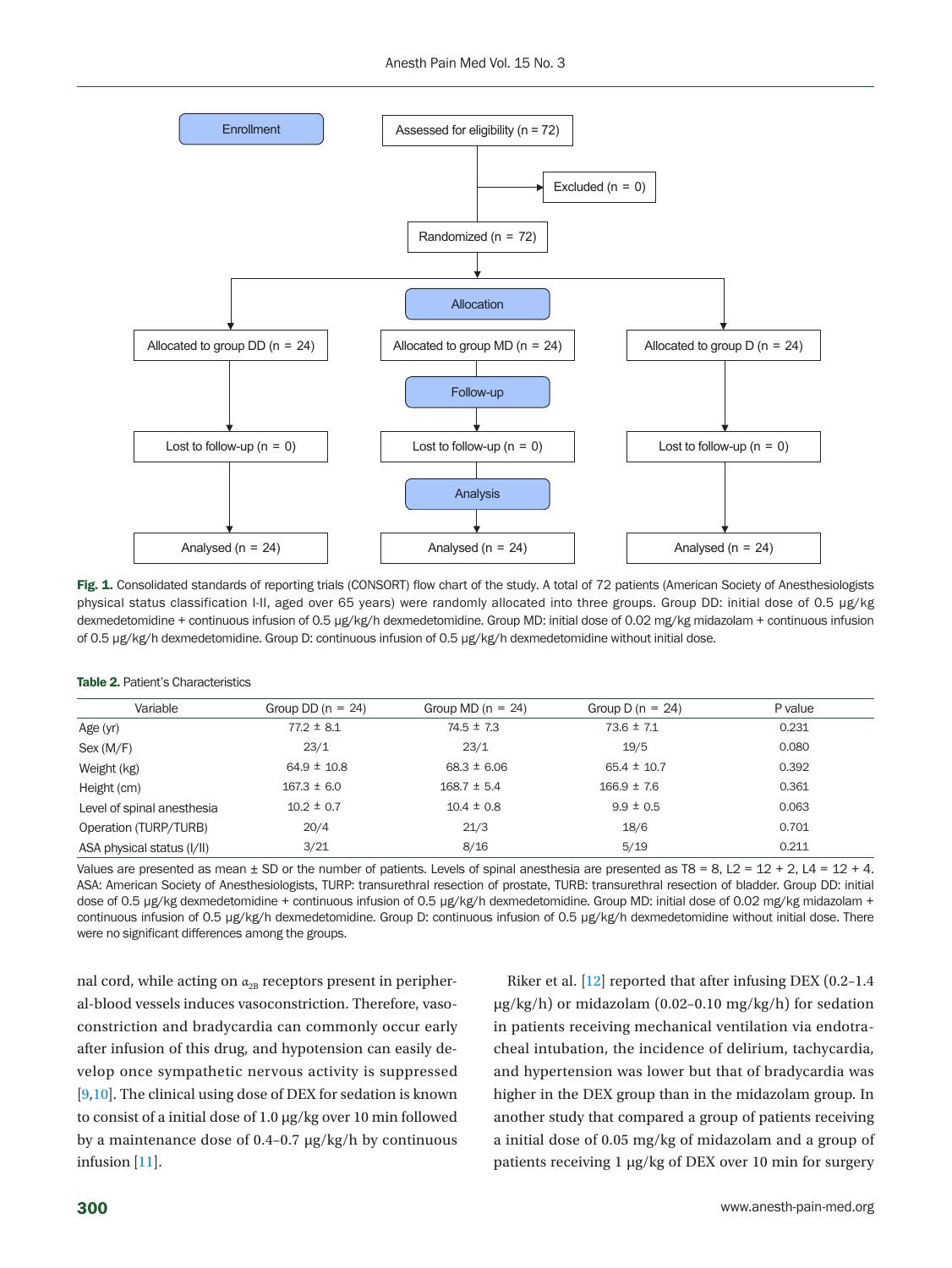Enrollment

Assessed for eligibility (n = 72)

Excluded (n = 0)

Randomized (n = 72)

Allocation

Allocated to group DD (n = 24) | Allocated to group MD (n = 24) | Allocated to group D (n = 24)

Follow-up

Lost to follow-up (n = 0) | Lost to follow-up (n = 0) | Lost to follow-up (n = 0)

Analysis

Analysed (n = 24) | Analysed (n = 24) | Analysed (n = 24)

**Fig. 1.** Consolidated standards of reporting trials (CONSORT) flow chart of the study. A total of 72 patients (American Society of Anesthesiologists physical status classification I-II, aged over 65 years) were randomly allocated into three groups. Group DD: initial dose of 0.5 μg/kg dexmedetomidine + continuous infusion of 0.5 μg/kg/h dexmedetomidine. Group MD: initial dose of 0.02 mg/kg midazolam + continuous infusion of 0.5 μg/kg/h dexmedetomidine. Group D: continuous infusion of 0.5 μg/kg/h dexmedetomidine without initial dose.

**Table 2.** Patient's Characteristics

| Variable | Group DD (n = 24) | Group MD (n = 24) | Group D (n = 24) | P value |
|---|---|---|---|---|
| Age (yr) | 77.2 ± 8.1 | 74.5 ± 7.3 | 73.6 ± 7.1 | 0.231 |
| Sex (M/F) | 23/1 | 23/1 | 19/5 | 0.080 |
| Weight (kg) | 64.9 ± 10.8 | 68.3 ± 6.06 | 65.4 ± 10.7 | 0.392 |
| Height (cm) | 167.3 ± 6.0 | 168.7 ± 5.4 | 166.9 ± 7.6 | 0.361 |
| Level of spinal anesthesia | 10.2 ± 0.7 | 10.4 ± 0.8 | 9.9 ± 0.5 | 0.063 |
| Operation (TURP/TURB) | 20/4 | 21/3 | 18/6 | 0.701 |
| ASA physical status (I/II) | 3/21 | 8/16 | 5/19 | 0.211 |

Values are presented as mean ± SD or the number of patients. Levels of spinal anesthesia are presented as T8 = 8, L2 = 12 + 2, L4 = 12 + 4. ASA: American Society of Anesthesiologists, TURP: transurethral resection of prostate, TURB: transurethral resection of bladder. Group DD: initial dose of 0.5 μg/kg dexmedetomidine + continuous infusion of 0.5 μg/kg/h dexmedetomidine. Group MD: initial dose of 0.02 mg/kg midazolam + continuous infusion of 0.5 μg/kg/h dexmedetomidine. Group D: continuous infusion of 0.5 μg/kg/h dexmedetomidine without initial dose. There were no significant differences among the groups.

nal cord, while acting on $\alpha_{2B}$ receptors present in peripheral-blood vessels induces vasoconstriction. Therefore, vasoconstriction and bradycardia can commonly occur early after infusion of this drug, and hypotension can easily develop once sympathetic nervous activity is suppressed [9,10]. The clinical using dose of DEX for sedation is known to consist of a initial dose of 1.0 μg/kg over 10 min followed by a maintenance dose of 0.4–0.7 μg/kg/h by continuous infusion [11].

Riker et al. [12] reported that after infusing DEX (0.2–1.4 μg/kg/h) or midazolam (0.02–0.10 mg/kg/h) for sedation in patients receiving mechanical ventilation via endotracheal intubation, the incidence of delirium, tachycardia, and hypertension was lower but that of bradycardia was higher in the DEX group than in the midazolam group. In another study that compared a group of patients receiving a initial dose of 0.05 mg/kg of midazolam and a group of patients receiving 1 μg/kg of DEX over 10 min for surgery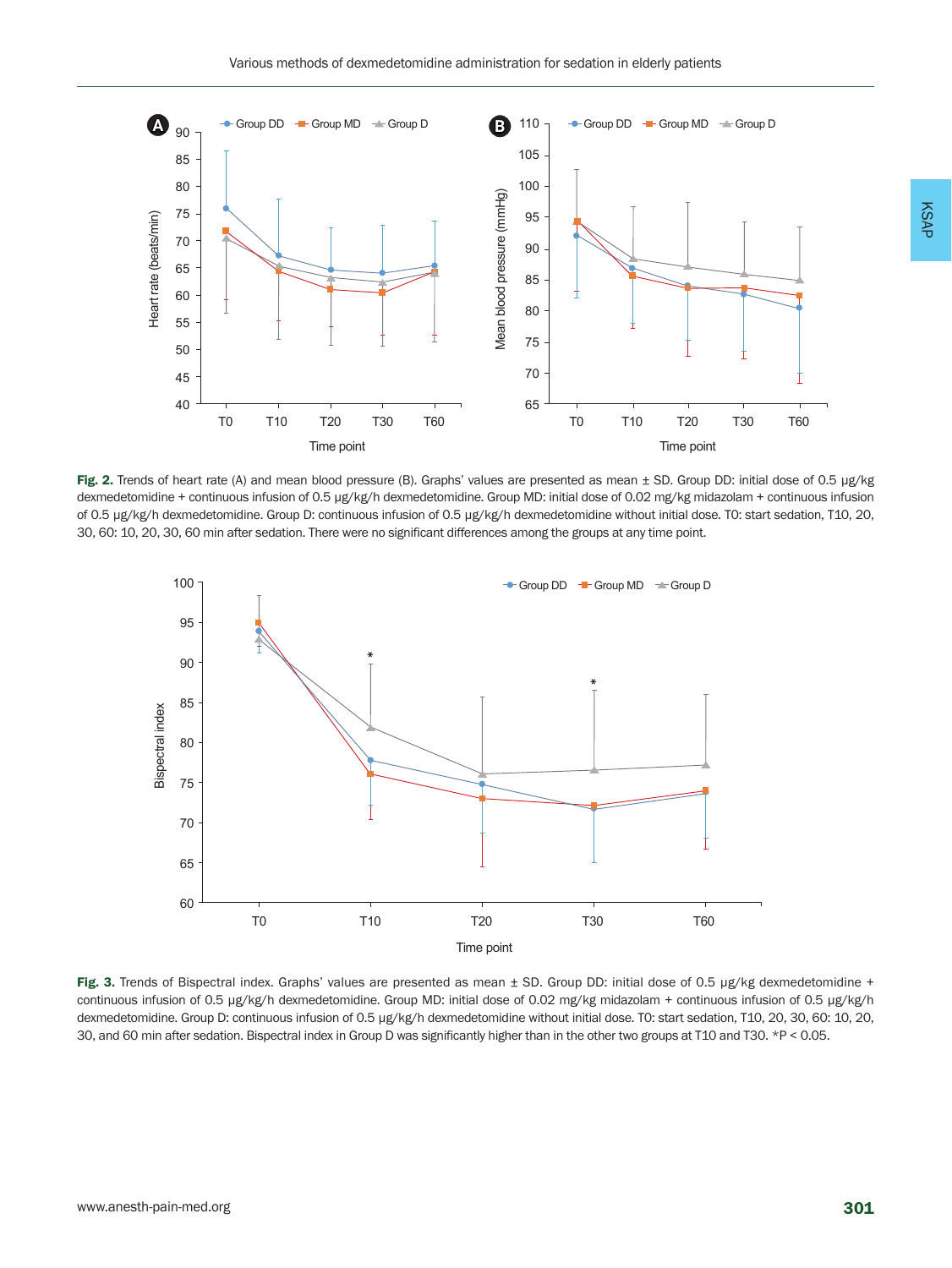**Fig. 2.** Trends of heart rate (A) and mean blood pressure (B). Graphs' values are presented as mean ± SD. Group DD: initial dose of 0.5 μg/kg dexmedetomidine + continuous infusion of 0.5 μg/kg/h dexmedetomidine. Group MD: initial dose of 0.02 mg/kg midazolam + continuous infusion of 0.5 μg/kg/h dexmedetomidine. Group D: continuous infusion of 0.5 μg/kg/h dexmedetomidine without initial dose. T0: start sedation, T10, 20, 30, 60: 10, 20, 30, 60 min after sedation. There were no significant differences among the groups at any time point.

**Fig. 3.** Trends of Bispectral index. Graphs' values are presented as mean ± SD. Group DD: initial dose of 0.5 μg/kg dexmedetomidine + continuous infusion of 0.5 μg/kg/h dexmedetomidine. Group MD: initial dose of 0.02 mg/kg midazolam + continuous infusion of 0.5 μg/kg/h dexmedetomidine. Group D: continuous infusion of 0.5 μg/kg/h dexmedetomidine without initial dose. T0: start sedation, T10, 20, 30, 60: 10, 20, 30, and 60 min after sedation. Bispectral index in Group D was significantly higher than in the other two groups at T10 and T30. *P < 0.05.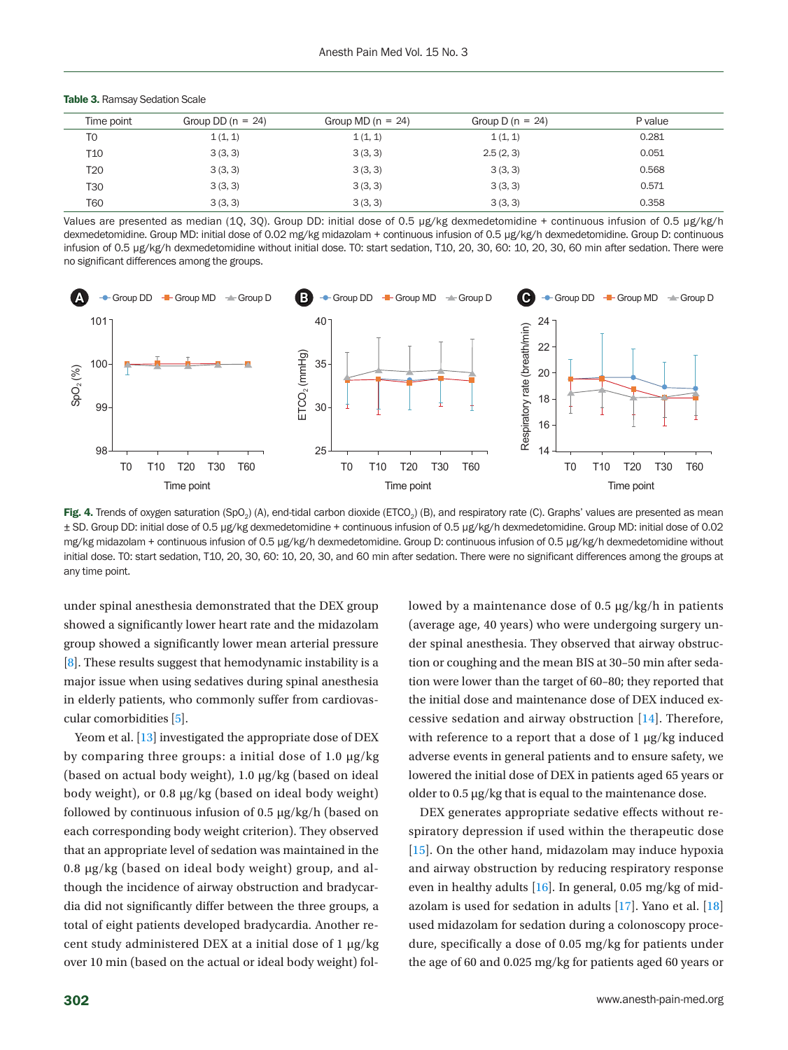**Table 3.** Ramsay Sedation Scale

| Time point | Group DD (n = 24) | Group MD (n = 24) | Group D (n = 24) | P value |
|---|---|---|---|---|
| T0 | 1 (1, 1) | 1 (1, 1) | 1 (1, 1) | 0.281 |
| T10 | 3 (3, 3) | 3 (3, 3) | 2.5 (2, 3) | 0.051 |
| T20 | 3 (3, 3) | 3 (3, 3) | 3 (3, 3) | 0.568 |
| T30 | 3 (3, 3) | 3 (3, 3) | 3 (3, 3) | 0.571 |
| T60 | 3 (3, 3) | 3 (3, 3) | 3 (3, 3) | 0.358 |

Values are presented as median (1Q, 3Q). Group DD: initial dose of 0.5 μg/kg dexmedetomidine + continuous infusion of 0.5 μg/kg/h dexmedetomidine. Group MD: initial dose of 0.02 mg/kg midazolam + continuous infusion of 0.5 μg/kg/h dexmedetomidine. Group D: continuous infusion of 0.5 μg/kg/h dexmedetomidine without initial dose. T0: start sedation, T10, 20, 30, 60: 10, 20, 30, 60 min after sedation. There were no significant differences among the groups.

**Fig. 4.** Trends of oxygen saturation ($SpO_2$) (A), end-tidal carbon dioxide ($ETCO_2$) (B), and respiratory rate (C). Graphs' values are presented as mean ± SD. Group DD: initial dose of 0.5 μg/kg dexmedetomidine + continuous infusion of 0.5 μg/kg/h dexmedetomidine. Group MD: initial dose of 0.02 mg/kg midazolam + continuous infusion of 0.5 μg/kg/h dexmedetomidine. Group D: continuous infusion of 0.5 μg/kg/h dexmedetomidine without initial dose. T0: start sedation, T10, 20, 30, 60: 10, 20, 30, and 60 min after sedation. There were no significant differences among the groups at any time point.

under spinal anesthesia demonstrated that the DEX group showed a significantly lower heart rate and the midazolam group showed a significantly lower mean arterial pressure [8]. These results suggest that hemodynamic instability is a major issue when using sedatives during spinal anesthesia in elderly patients, who commonly suffer from cardiovascular comorbidities [5].

Yeom et al. [13] investigated the appropriate dose of DEX by comparing three groups: a initial dose of 1.0 μg/kg (based on actual body weight), 1.0 μg/kg (based on ideal body weight), or 0.8 μg/kg (based on ideal body weight) followed by continuous infusion of 0.5 μg/kg/h (based on each corresponding body weight criterion). They observed that an appropriate level of sedation was maintained in the 0.8 μg/kg (based on ideal body weight) group, and although the incidence of airway obstruction and bradycardia did not significantly differ between the three groups, a total of eight patients developed bradycardia. Another recent study administered DEX at a initial dose of 1 μg/kg over 10 min (based on the actual or ideal body weight) followed by a maintenance dose of 0.5 μg/kg/h in patients (average age, 40 years) who were undergoing surgery under spinal anesthesia. They observed that airway obstruction or coughing and the mean BIS at 30–50 min after sedation were lower than the target of 60–80; they reported that the initial dose and maintenance dose of DEX induced excessive sedation and airway obstruction [14]. Therefore, with reference to a report that a dose of 1 μg/kg induced adverse events in general patients and to ensure safety, we lowered the initial dose of DEX in patients aged 65 years or older to 0.5 μg/kg that is equal to the maintenance dose.

DEX generates appropriate sedative effects without respiratory depression if used within the therapeutic dose [15]. On the other hand, midazolam may induce hypoxia and airway obstruction by reducing respiratory response even in healthy adults [16]. In general, 0.05 mg/kg of midazolam is used for sedation in adults [17]. Yano et al. [18] used midazolam for sedation during a colonoscopy procedure, specifically a dose of 0.05 mg/kg for patients under the age of 60 and 0.025 mg/kg for patients aged 60 years or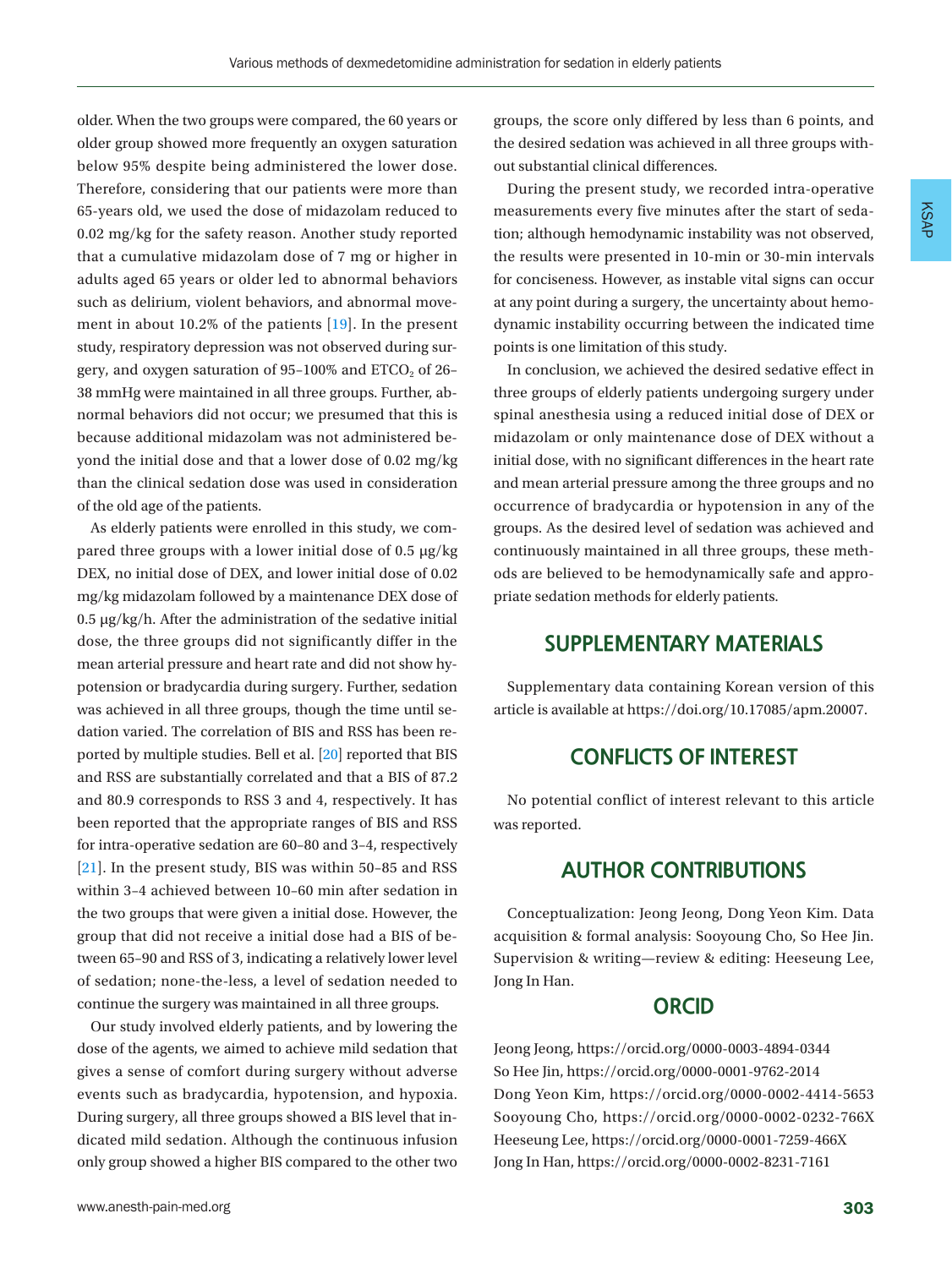older. When the two groups were compared, the 60 years or older group showed more frequently an oxygen saturation below 95% despite being administered the lower dose. Therefore, considering that our patients were more than 65-years old, we used the dose of midazolam reduced to 0.02 mg/kg for the safety reason. Another study reported that a cumulative midazolam dose of 7 mg or higher in adults aged 65 years or older led to abnormal behaviors such as delirium, violent behaviors, and abnormal movement in about 10.2% of the patients [19]. In the present study, respiratory depression was not observed during surgery, and oxygen saturation of 95–100% and $ETCO_2$ of 26–38 mmHg were maintained in all three groups. Further, abnormal behaviors did not occur; we presumed that this is because additional midazolam was not administered beyond the initial dose and that a lower dose of 0.02 mg/kg than the clinical sedation dose was used in consideration of the old age of the patients.

As elderly patients were enrolled in this study, we compared three groups with a lower initial dose of 0.5 μg/kg DEX, no initial dose of DEX, and lower initial dose of 0.02 mg/kg midazolam followed by a maintenance DEX dose of 0.5 μg/kg/h. After the administration of the sedative initial dose, the three groups did not significantly differ in the mean arterial pressure and heart rate and did not show hypotension or bradycardia during surgery. Further, sedation was achieved in all three groups, though the time until sedation varied. The correlation of BIS and RSS has been reported by multiple studies. Bell et al. [20] reported that BIS and RSS are substantially correlated and that a BIS of 87.2 and 80.9 corresponds to RSS 3 and 4, respectively. It has been reported that the appropriate ranges of BIS and RSS for intra-operative sedation are 60–80 and 3–4, respectively [21]. In the present study, BIS was within 50–85 and RSS within 3–4 achieved between 10–60 min after sedation in the two groups that were given a initial dose. However, the group that did not receive a initial dose had a BIS of between 65–90 and RSS of 3, indicating a relatively lower level of sedation; none-the-less, a level of sedation needed to continue the surgery was maintained in all three groups.

Our study involved elderly patients, and by lowering the dose of the agents, we aimed to achieve mild sedation that gives a sense of comfort during surgery without adverse events such as bradycardia, hypotension, and hypoxia. During surgery, all three groups showed a BIS level that indicated mild sedation. Although the continuous infusion only group showed a higher BIS compared to the other two groups, the score only differed by less than 6 points, and the desired sedation was achieved in all three groups without substantial clinical differences.

During the present study, we recorded intra-operative measurements every five minutes after the start of sedation; although hemodynamic instability was not observed, the results were presented in 10-min or 30-min intervals for conciseness. However, as instable vital signs can occur at any point during a surgery, the uncertainty about hemodynamic instability occurring between the indicated time points is one limitation of this study.

In conclusion, we achieved the desired sedative effect in three groups of elderly patients undergoing surgery under spinal anesthesia using a reduced initial dose of DEX or midazolam or only maintenance dose of DEX without a initial dose, with no significant differences in the heart rate and mean arterial pressure among the three groups and no occurrence of bradycardia or hypotension in any of the groups. As the desired level of sedation was achieved and continuously maintained in all three groups, these methods are believed to be hemodynamically safe and appropriate sedation methods for elderly patients.

## SUPPLEMENTARY MATERIALS

Supplementary data containing Korean version of this article is available at https://doi.org/10.17085/apm.20007.

## CONFLICTS OF INTEREST

No potential conflict of interest relevant to this article was reported.

## AUTHOR CONTRIBUTIONS

Conceptualization: Jeong Jeong, Dong Yeon Kim. Data acquisition & formal analysis: Sooyoung Cho, So Hee Jin. Supervision & writing—review & editing: Heeseung Lee, Jong In Han.

## ORCID

Jeong Jeong, https://orcid.org/0000-0003-4894-0344
So Hee Jin, https://orcid.org/0000-0001-9762-2014
Dong Yeon Kim, https://orcid.org/0000-0002-4414-5653
Sooyoung Cho, https://orcid.org/0000-0002-0232-766X
Heeseung Lee, https://orcid.org/0000-0001-7259-466X
Jong In Han, https://orcid.org/0000-0002-8231-7161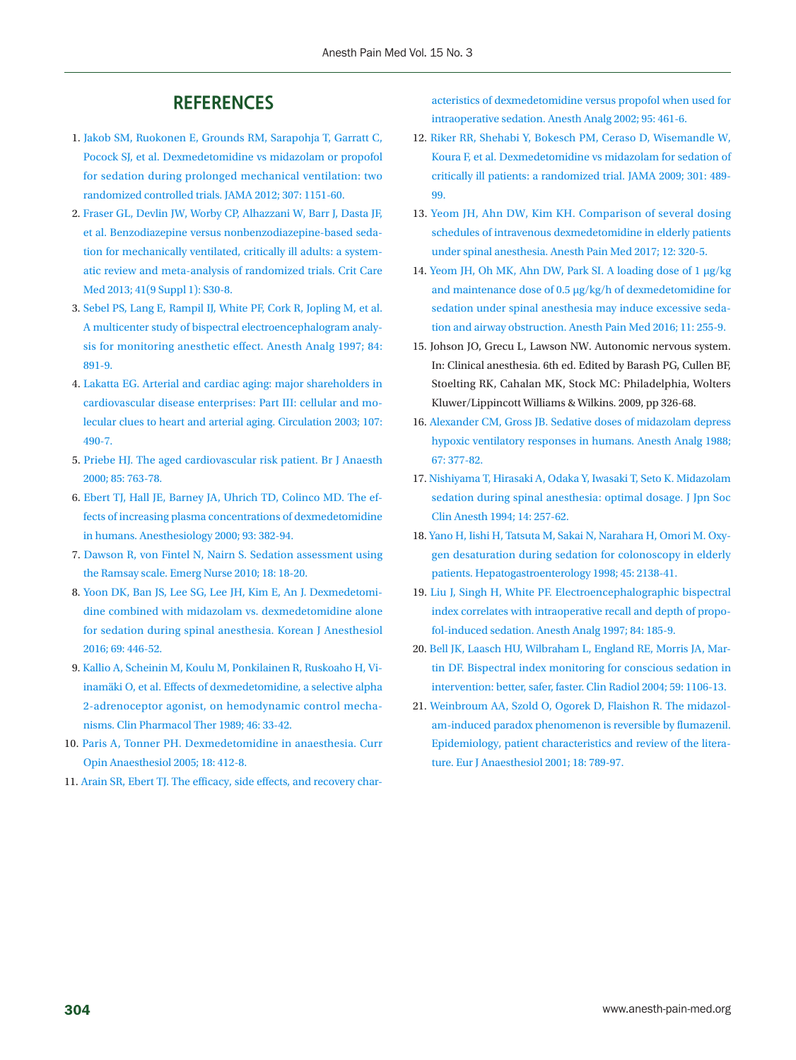## REFERENCES

1. Jakob SM, Ruokonen E, Grounds RM, Sarapohja T, Garratt C, Pocock SJ, et al. Dexmedetomidine vs midazolam or propofol for sedation during prolonged mechanical ventilation: two randomized controlled trials. JAMA 2012; 307: 1151-60.
2. Fraser GL, Devlin JW, Worby CP, Alhazzani W, Barr J, Dasta JF, et al. Benzodiazepine versus nonbenzodiazepine-based sedation for mechanically ventilated, critically ill adults: a systematic review and meta-analysis of randomized trials. Crit Care Med 2013; 41(9 Suppl 1): S30-8.
3. Sebel PS, Lang E, Rampil IJ, White PF, Cork R, Jopling M, et al. A multicenter study of bispectral electroencephalogram analysis for monitoring anesthetic effect. Anesth Analg 1997; 84: 891-9.
4. Lakatta EG. Arterial and cardiac aging: major shareholders in cardiovascular disease enterprises: Part III: cellular and molecular clues to heart and arterial aging. Circulation 2003; 107: 490-7.
5. Priebe HJ. The aged cardiovascular risk patient. Br J Anaesth 2000; 85: 763-78.
6. Ebert TJ, Hall JE, Barney JA, Uhrich TD, Colinco MD. The effects of increasing plasma concentrations of dexmedetomidine in humans. Anesthesiology 2000; 93: 382-94.
7. Dawson R, von Fintel N, Nairn S. Sedation assessment using the Ramsay scale. Emerg Nurse 2010; 18: 18-20.
8. Yoon DK, Ban JS, Lee SG, Lee JH, Kim E, An J. Dexmedetomidine combined with midazolam vs. dexmedetomidine alone for sedation during spinal anesthesia. Korean J Anesthesiol 2016; 69: 446-52.
9. Kallio A, Scheinin M, Koulu M, Ponkilainen R, Ruskoaho H, Viinamäki O, et al. Effects of dexmedetomidine, a selective alpha 2-adrenoceptor agonist, on hemodynamic control mechanisms. Clin Pharmacol Ther 1989; 46: 33-42.
10. Paris A, Tonner PH. Dexmedetomidine in anaesthesia. Curr Opin Anaesthesiol 2005; 18: 412-8.
11. Arain SR, Ebert TJ. The efficacy, side effects, and recovery characteristics of dexmedetomidine versus propofol when used for intraoperative sedation. Anesth Analg 2002; 95: 461-6.
12. Riker RR, Shehabi Y, Bokesch PM, Ceraso D, Wisemandle W, Koura F, et al. Dexmedetomidine vs midazolam for sedation of critically ill patients: a randomized trial. JAMA 2009; 301: 489-99.
13. Yeom JH, Ahn DW, Kim KH. Comparison of several dosing schedules of intravenous dexmedetomidine in elderly patients under spinal anesthesia. Anesth Pain Med 2017; 12: 320-5.
14. Yeom JH, Oh MK, Ahn DW, Park SI. A loading dose of 1 μg/kg and maintenance dose of 0.5 μg/kg/h of dexmedetomidine for sedation under spinal anesthesia may induce excessive sedation and airway obstruction. Anesth Pain Med 2016; 11: 255-9.
15. Johson JO, Grecu L, Lawson NW. Autonomic nervous system. In: Clinical anesthesia. 6th ed. Edited by Barash PG, Cullen BF, Stoelting RK, Cahalan MK, Stock MC: Philadelphia, Wolters Kluwer/Lippincott Williams & Wilkins. 2009, pp 326-68.
16. Alexander CM, Gross JB. Sedative doses of midazolam depress hypoxic ventilatory responses in humans. Anesth Analg 1988; 67: 377-82.
17. Nishiyama T, Hirasaki A, Odaka Y, Iwasaki T, Seto K. Midazolam sedation during spinal anesthesia: optimal dosage. J Jpn Soc Clin Anesth 1994; 14: 257-62.
18. Yano H, Iishi H, Tatsuta M, Sakai N, Narahara H, Omori M. Oxygen desaturation during sedation for colonoscopy in elderly patients. Hepatogastroenterology 1998; 45: 2138-41.
19. Liu J, Singh H, White PF. Electroencephalographic bispectral index correlates with intraoperative recall and depth of propofol-induced sedation. Anesth Analg 1997; 84: 185-9.
20. Bell JK, Laasch HU, Wilbraham L, England RE, Morris JA, Martin DF. Bispectral index monitoring for conscious sedation in intervention: better, safer, faster. Clin Radiol 2004; 59: 1106-13.
21. Weinbroum AA, Szold O, Ogorek D, Flaishon R. The midazolam-induced paradox phenomenon is reversible by flumazenil. Epidemiology, patient characteristics and review of the literature. Eur J Anaesthesiol 2001; 18: 789-97.